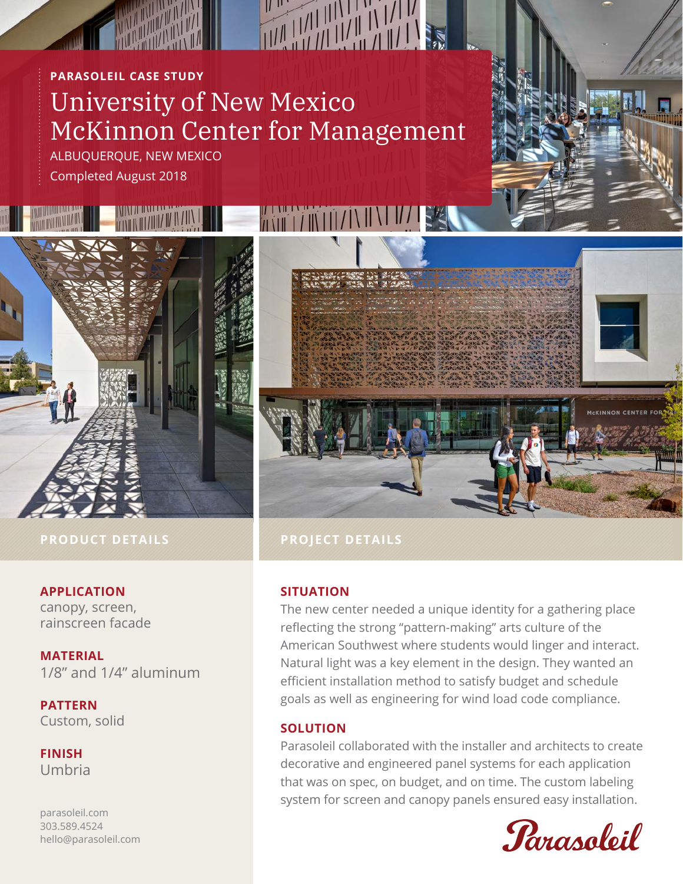**PARASOLEIL CASE STUDY**

# University of New Mexico McKinnon Center for Management

ALBUQUERQUE, NEW MEXICO

Completed August 2018

## PRODUCT DETAILS

**APPLICATION**
canopy, screen, rainscreen facade

**MATERIAL**
1/8" and 1/4" aluminum

**PATTERN**
Custom, solid

**FINISH**
Umbria

parasoleil.com
303.589.4524
hello@parasoleil.com

## PROJECT DETAILS

**SITUATION**

The new center needed a unique identity for a gathering place reflecting the strong "pattern-making" arts culture of the American Southwest where students would linger and interact. Natural light was a key element in the design. They wanted an efficient installation method to satisfy budget and schedule goals as well as engineering for wind load code compliance.

**SOLUTION**

Parasoleil collaborated with the installer and architects to create decorative and engineered panel systems for each application that was on spec, on budget, and on time. The custom labeling system for screen and canopy panels ensured easy installation.

Parasoleil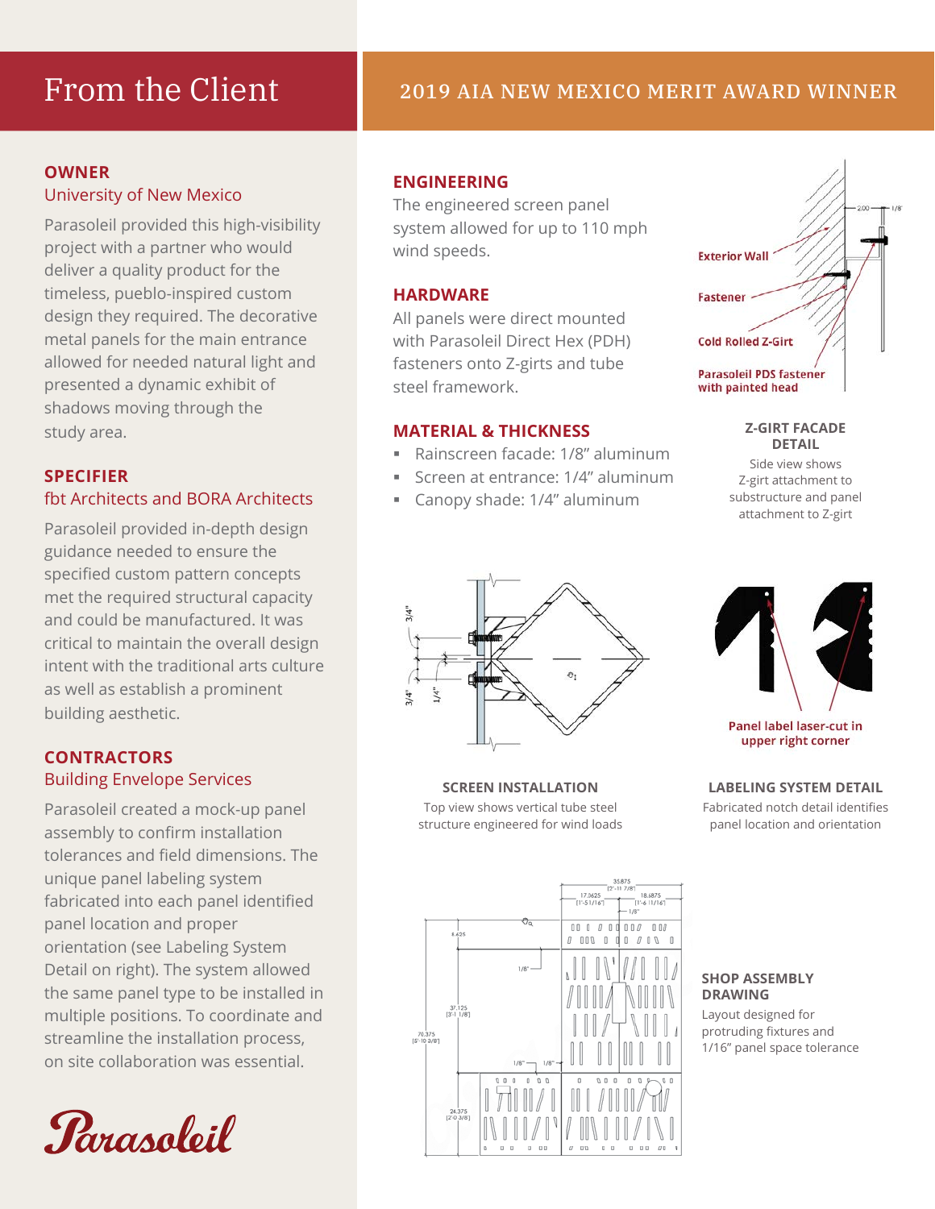# From the Client

## 2019 AIA NEW MEXICO MERIT AWARD WINNER

### OWNER
University of New Mexico

Parasoleil provided this high-visibility project with a partner who would deliver a quality product for the timeless, pueblo-inspired custom design they required. The decorative metal panels for the main entrance allowed for needed natural light and presented a dynamic exhibit of shadows moving through the study area.

### SPECIFIER
fbt Architects and BORA Architects

Parasoleil provided in-depth design guidance needed to ensure the specified custom pattern concepts met the required structural capacity and could be manufactured. It was critical to maintain the overall design intent with the traditional arts culture as well as establish a prominent building aesthetic.

### CONTRACTORS
Building Envelope Services

Parasoleil created a mock-up panel assembly to confirm installation tolerances and field dimensions. The unique panel labeling system fabricated into each panel identified panel location and proper orientation (see Labeling System Detail on right). The system allowed the same panel type to be installed in multiple positions. To coordinate and streamline the installation process, on site collaboration was essential.

Parasoleil

### ENGINEERING
The engineered screen panel system allowed for up to 110 mph wind speeds.

### HARDWARE
All panels were direct mounted with Parasoleil Direct Hex (PDH) fasteners onto Z-girts and tube steel framework.

### MATERIAL & THICKNESS
- Rainscreen facade: 1/8" aluminum
- Screen at entrance: 1/4" aluminum
- Canopy shade: 1/4" aluminum

Exterior Wall
Fastener
Cold Rolled Z-Girt
Parasoleil PDS fastener with painted head
2.00
1/8"

**Z-GIRT FACADE DETAIL**

Side view shows Z-girt attachment to substructure and panel attachment to Z-girt

3/4"
3/4"
1/4"

**SCREEN INSTALLATION**

Top view shows vertical tube steel structure engineered for wind loads

Panel label laser-cut in upper right corner

**LABELING SYSTEM DETAIL**

Fabricated notch detail identifies panel location and orientation

35.875
[2'-11 7/8"]
17.0625
[1'-5 1/16"]
18.6875
[1'-6 11/16"]
1/8"
8.425
1/8"
37.125
[3'-1 1/8"]
70.375
[5'-10 3/8"]
1/8"
1/8"
24.375
[2'-0 3/8"]

**SHOP ASSEMBLY DRAWING**

Layout designed for protruding fixtures and 1/16" panel space tolerance